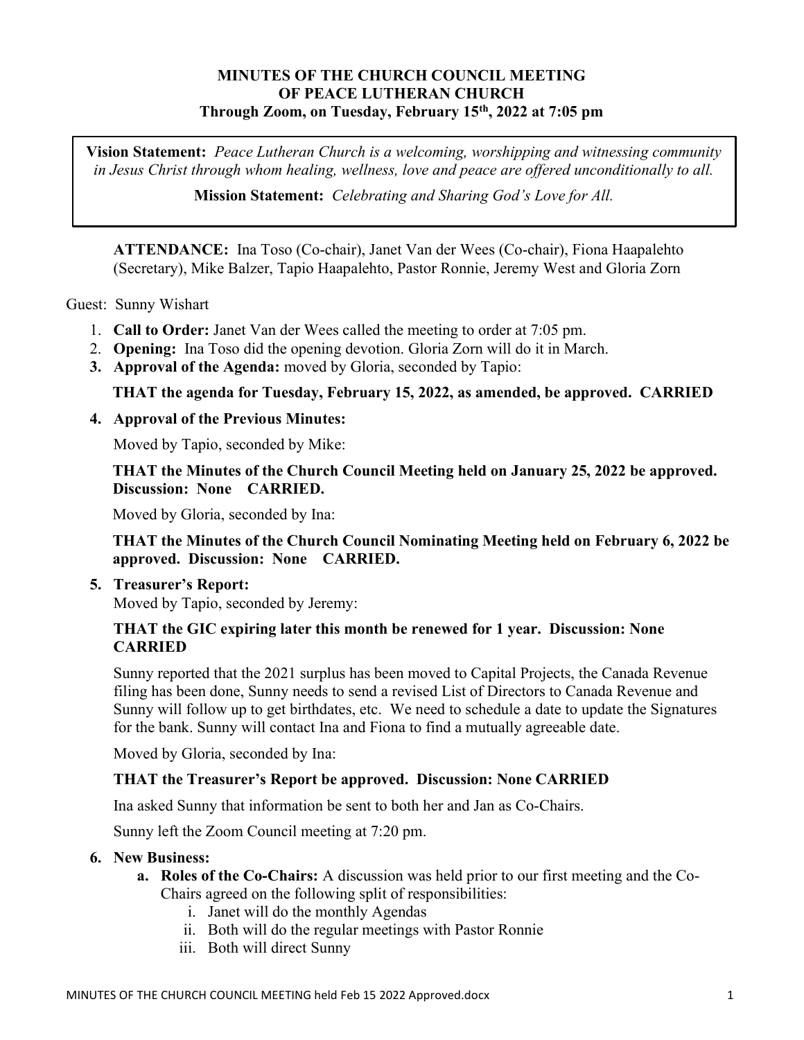**MINUTES OF THE CHURCH COUNCIL MEETING**
**OF PEACE LUTHERAN CHURCH**
**Through Zoom, on Tuesday, February 15th, 2022 at 7:05 pm**

> **Vision Statement:** *Peace Lutheran Church is a welcoming, worshipping and witnessing community in Jesus Christ through whom healing, wellness, love and peace are offered unconditionally to all.*
>
> **Mission Statement:** *Celebrating and Sharing God's Love for All.*

**ATTENDANCE:** Ina Toso (Co-chair), Janet Van der Wees (Co-chair), Fiona Haapalehto (Secretary), Mike Balzer, Tapio Haapalehto, Pastor Ronnie, Jeremy West and Gloria Zorn

Guest: Sunny Wishart

1. **Call to Order:** Janet Van der Wees called the meeting to order at 7:05 pm.
2. **Opening:** Ina Toso did the opening devotion. Gloria Zorn will do it in March.
3. **Approval of the Agenda:** moved by Gloria, seconded by Tapio:

   **THAT the agenda for Tuesday, February 15, 2022, as amended, be approved. CARRIED**

4. **Approval of the Previous Minutes:**

   Moved by Tapio, seconded by Mike:

   **THAT the Minutes of the Church Council Meeting held on January 25, 2022 be approved. Discussion: None CARRIED.**

   Moved by Gloria, seconded by Ina:

   **THAT the Minutes of the Church Council Nominating Meeting held on February 6, 2022 be approved. Discussion: None CARRIED.**

5. **Treasurer's Report:**
   Moved by Tapio, seconded by Jeremy:

   **THAT the GIC expiring later this month be renewed for 1 year. Discussion: None CARRIED**

   Sunny reported that the 2021 surplus has been moved to Capital Projects, the Canada Revenue filing has been done, Sunny needs to send a revised List of Directors to Canada Revenue and Sunny will follow up to get birthdates, etc. We need to schedule a date to update the Signatures for the bank. Sunny will contact Ina and Fiona to find a mutually agreeable date.

   Moved by Gloria, seconded by Ina:

   **THAT the Treasurer's Report be approved. Discussion: None CARRIED**

   Ina asked Sunny that information be sent to both her and Jan as Co-Chairs.

   Sunny left the Zoom Council meeting at 7:20 pm.

6. **New Business:**
   a. **Roles of the Co-Chairs:** A discussion was held prior to our first meeting and the Co-Chairs agreed on the following split of responsibilities:
      i. Janet will do the monthly Agendas
      ii. Both will do the regular meetings with Pastor Ronnie
      iii. Both will direct Sunny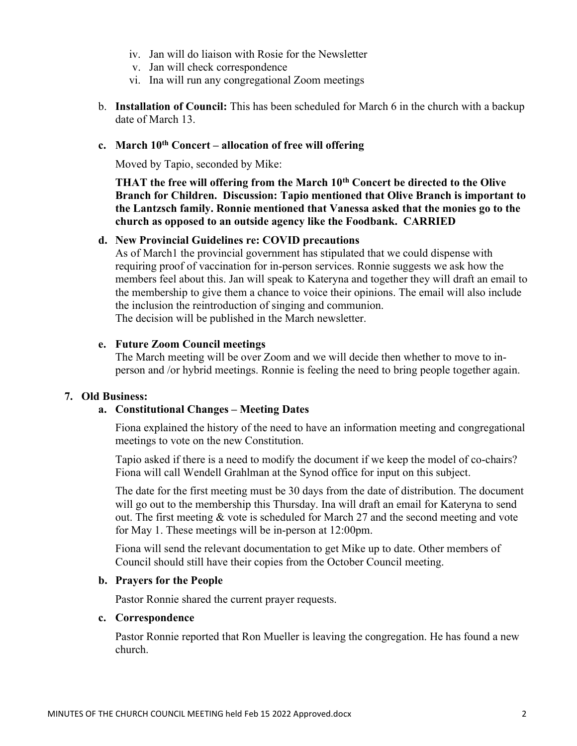iv. Jan will do liaison with Rosie for the Newsletter
v. Jan will check correspondence
vi. Ina will run any congregational Zoom meetings

b. **Installation of Council:** This has been scheduled for March 6 in the church with a backup date of March 13.

c. **March 10th Concert – allocation of free will offering**

Moved by Tapio, seconded by Mike:

**THAT the free will offering from the March 10th Concert be directed to the Olive Branch for Children. Discussion: Tapio mentioned that Olive Branch is important to the Lantzsch family. Ronnie mentioned that Vanessa asked that the monies go to the church as opposed to an outside agency like the Foodbank. CARRIED**

d. **New Provincial Guidelines re: COVID precautions**

As of March1 the provincial government has stipulated that we could dispense with requiring proof of vaccination for in-person services. Ronnie suggests we ask how the members feel about this. Jan will speak to Kateryna and together they will draft an email to the membership to give them a chance to voice their opinions. The email will also include the inclusion the reintroduction of singing and communion.
The decision will be published in the March newsletter.

e. **Future Zoom Council meetings**

The March meeting will be over Zoom and we will decide then whether to move to in-person and /or hybrid meetings. Ronnie is feeling the need to bring people together again.

7. **Old Business:**

a. **Constitutional Changes – Meeting Dates**

Fiona explained the history of the need to have an information meeting and congregational meetings to vote on the new Constitution.

Tapio asked if there is a need to modify the document if we keep the model of co-chairs? Fiona will call Wendell Grahlman at the Synod office for input on this subject.

The date for the first meeting must be 30 days from the date of distribution. The document will go out to the membership this Thursday. Ina will draft an email for Kateryna to send out. The first meeting & vote is scheduled for March 27 and the second meeting and vote for May 1. These meetings will be in-person at 12:00pm.

Fiona will send the relevant documentation to get Mike up to date. Other members of Council should still have their copies from the October Council meeting.

b. **Prayers for the People**

Pastor Ronnie shared the current prayer requests.

c. **Correspondence**

Pastor Ronnie reported that Ron Mueller is leaving the congregation. He has found a new church.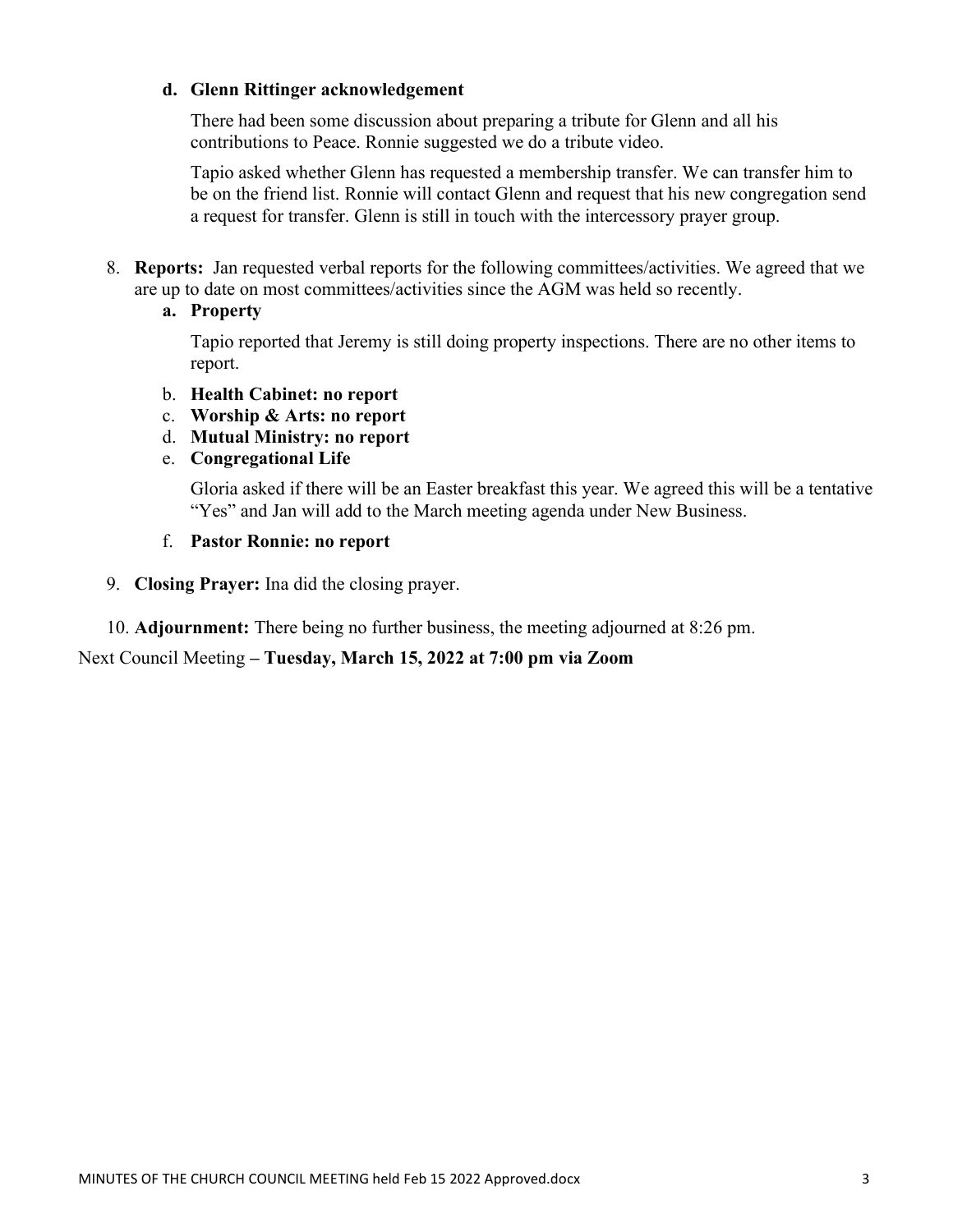**d. Glenn Rittinger acknowledgement**

There had been some discussion about preparing a tribute for Glenn and all his contributions to Peace. Ronnie suggested we do a tribute video.

Tapio asked whether Glenn has requested a membership transfer. We can transfer him to be on the friend list. Ronnie will contact Glenn and request that his new congregation send a request for transfer. Glenn is still in touch with the intercessory prayer group.

8. **Reports:** Jan requested verbal reports for the following committees/activities. We agreed that we are up to date on most committees/activities since the AGM was held so recently.

   **a. Property**

   Tapio reported that Jeremy is still doing property inspections. There are no other items to report.

   b. **Health Cabinet: no report**

   c. **Worship & Arts: no report**

   d. **Mutual Ministry: no report**

   e. **Congregational Life**

   Gloria asked if there will be an Easter breakfast this year. We agreed this will be a tentative "Yes" and Jan will add to the March meeting agenda under New Business.

   f. **Pastor Ronnie: no report**

9. **Closing Prayer:** Ina did the closing prayer.

10. **Adjournment:** There being no further business, the meeting adjourned at 8:26 pm.

Next Council Meeting **– Tuesday, March 15, 2022 at 7:00 pm via Zoom**